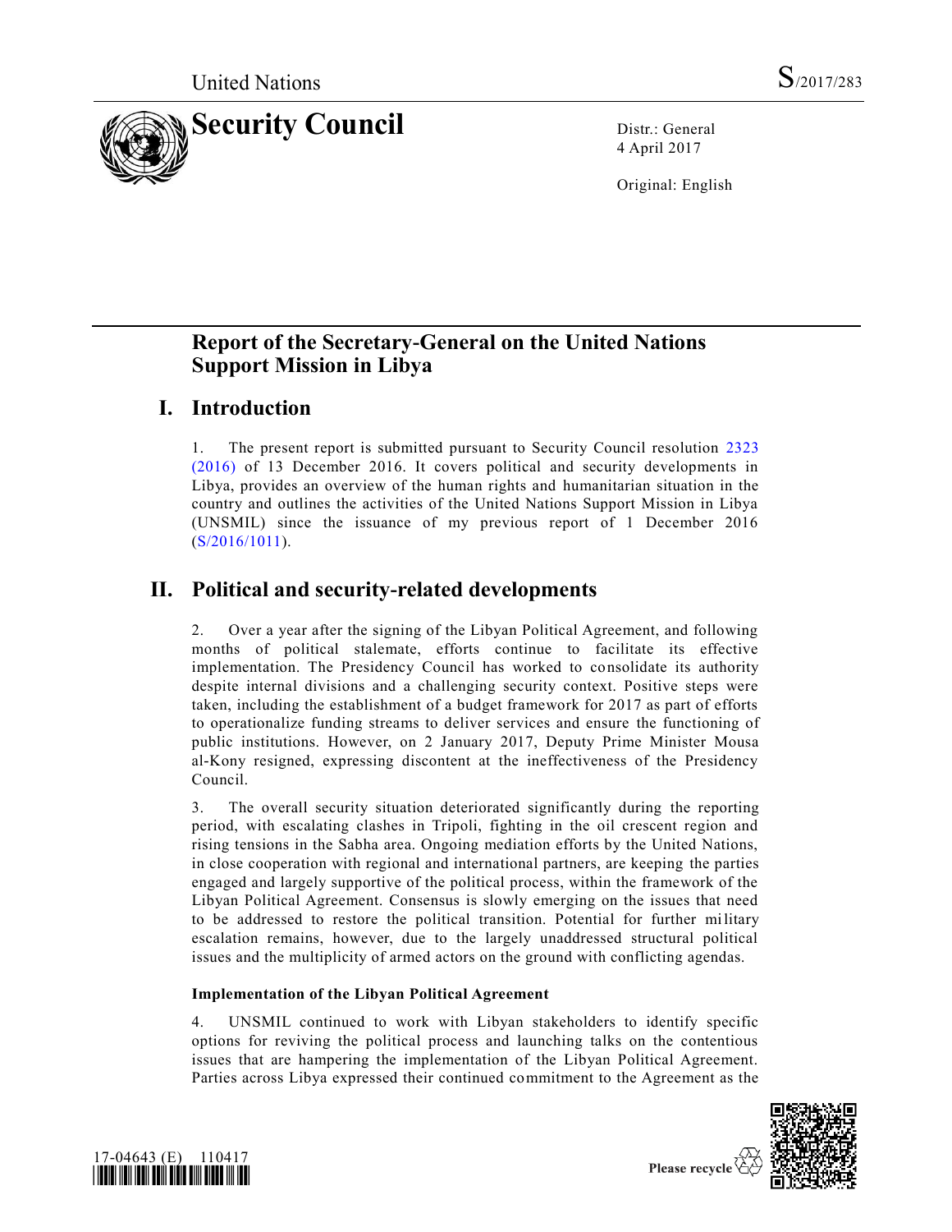United Nations S/2017/283

# Security Council

Distr.: General
4 April 2017

Original: English

## Report of the Secretary-General on the United Nations Support Mission in Libya

## I. Introduction

1. The present report is submitted pursuant to Security Council resolution 2323 (2016) of 13 December 2016. It covers political and security developments in Libya, provides an overview of the human rights and humanitarian situation in the country and outlines the activities of the United Nations Support Mission in Libya (UNSMIL) since the issuance of my previous report of 1 December 2016 (S/2016/1011).

## II. Political and security-related developments

2. Over a year after the signing of the Libyan Political Agreement, and following months of political stalemate, efforts continue to facilitate its effective implementation. The Presidency Council has worked to consolidate its authority despite internal divisions and a challenging security context. Positive steps were taken, including the establishment of a budget framework for 2017 as part of efforts to operationalize funding streams to deliver services and ensure the functioning of public institutions. However, on 2 January 2017, Deputy Prime Minister Mousa al-Kony resigned, expressing discontent at the ineffectiveness of the Presidency Council.

3. The overall security situation deteriorated significantly during the reporting period, with escalating clashes in Tripoli, fighting in the oil crescent region and rising tensions in the Sabha area. Ongoing mediation efforts by the United Nations, in close cooperation with regional and international partners, are keeping the parties engaged and largely supportive of the political process, within the framework of the Libyan Political Agreement. Consensus is slowly emerging on the issues that need to be addressed to restore the political transition. Potential for further military escalation remains, however, due to the largely unaddressed structural political issues and the multiplicity of armed actors on the ground with conflicting agendas.

### Implementation of the Libyan Political Agreement

4. UNSMIL continued to work with Libyan stakeholders to identify specific options for reviving the political process and launching talks on the contentious issues that are hampering the implementation of the Libyan Political Agreement. Parties across Libya expressed their continued commitment to the Agreement as the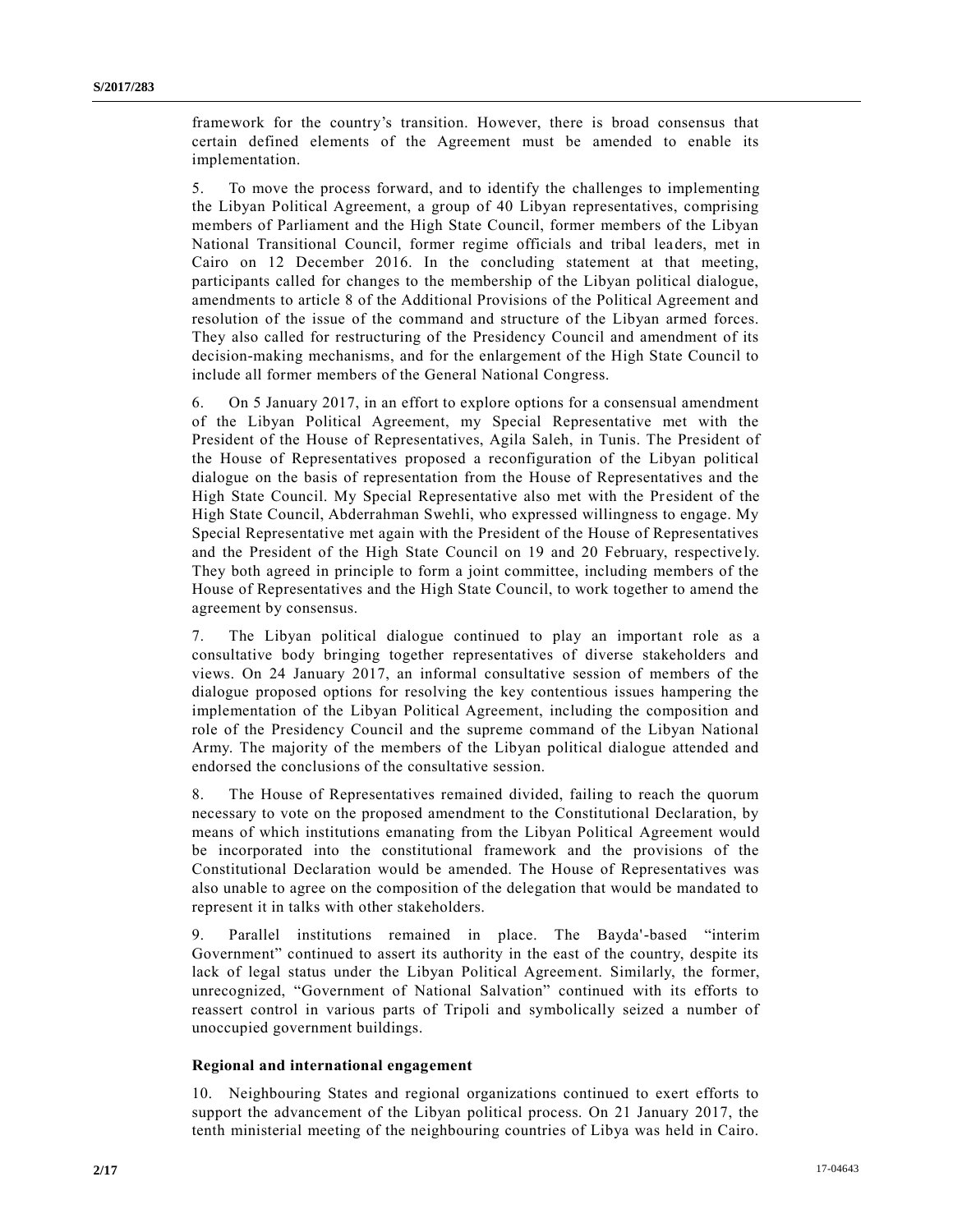framework for the country’s transition. However, there is broad consensus that certain defined elements of the Agreement must be amended to enable its implementation.

5. To move the process forward, and to identify the challenges to implementing the Libyan Political Agreement, a group of 40 Libyan representatives, comprising members of Parliament and the High State Council, former members of the Libyan National Transitional Council, former regime officials and tribal leaders, met in Cairo on 12 December 2016. In the concluding statement at that meeting, participants called for changes to the membership of the Libyan political dialogue, amendments to article 8 of the Additional Provisions of the Political Agreement and resolution of the issue of the command and structure of the Libyan armed forces. They also called for restructuring of the Presidency Council and amendment of its decision-making mechanisms, and for the enlargement of the High State Council to include all former members of the General National Congress.

6. On 5 January 2017, in an effort to explore options for a consensual amendment of the Libyan Political Agreement, my Special Representative met with the President of the House of Representatives, Agila Saleh, in Tunis. The President of the House of Representatives proposed a reconfiguration of the Libyan political dialogue on the basis of representation from the House of Representatives and the High State Council. My Special Representative also met with the President of the High State Council, Abderrahman Swehli, who expressed willingness to engage. My Special Representative met again with the President of the House of Representatives and the President of the High State Council on 19 and 20 February, respectively. They both agreed in principle to form a joint committee, including members of the House of Representatives and the High State Council, to work together to amend the agreement by consensus.

7. The Libyan political dialogue continued to play an important role as a consultative body bringing together representatives of diverse stakeholders and views. On 24 January 2017, an informal consultative session of members of the dialogue proposed options for resolving the key contentious issues hampering the implementation of the Libyan Political Agreement, including the composition and role of the Presidency Council and the supreme command of the Libyan National Army. The majority of the members of the Libyan political dialogue attended and endorsed the conclusions of the consultative session.

8. The House of Representatives remained divided, failing to reach the quorum necessary to vote on the proposed amendment to the Constitutional Declaration, by means of which institutions emanating from the Libyan Political Agreement would be incorporated into the constitutional framework and the provisions of the Constitutional Declaration would be amended. The House of Representatives was also unable to agree on the composition of the delegation that would be mandated to represent it in talks with other stakeholders.

9. Parallel institutions remained in place. The Bayda'-based “interim Government” continued to assert its authority in the east of the country, despite its lack of legal status under the Libyan Political Agreement. Similarly, the former, unrecognized, “Government of National Salvation” continued with its efforts to reassert control in various parts of Tripoli and symbolically seized a number of unoccupied government buildings.

**Regional and international engagement**

10. Neighbouring States and regional organizations continued to exert efforts to support the advancement of the Libyan political process. On 21 January 2017, the tenth ministerial meeting of the neighbouring countries of Libya was held in Cairo.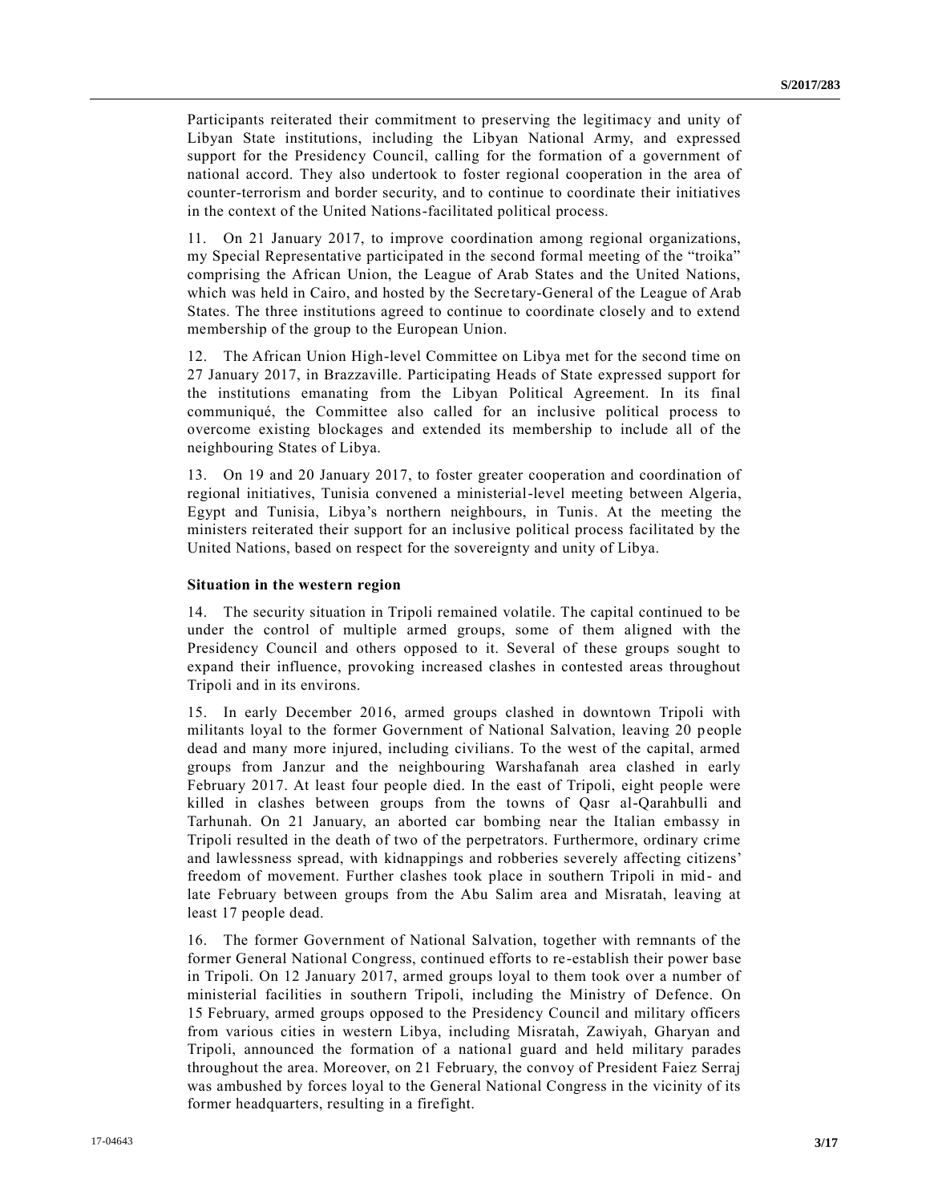Participants reiterated their commitment to preserving the legitimacy and unity of Libyan State institutions, including the Libyan National Army, and expressed support for the Presidency Council, calling for the formation of a government of national accord. They also undertook to foster regional cooperation in the area of counter-terrorism and border security, and to continue to coordinate their initiatives in the context of the United Nations-facilitated political process.

11. On 21 January 2017, to improve coordination among regional organizations, my Special Representative participated in the second formal meeting of the "troika" comprising the African Union, the League of Arab States and the United Nations, which was held in Cairo, and hosted by the Secretary-General of the League of Arab States. The three institutions agreed to continue to coordinate closely and to extend membership of the group to the European Union.

12. The African Union High-level Committee on Libya met for the second time on 27 January 2017, in Brazzaville. Participating Heads of State expressed support for the institutions emanating from the Libyan Political Agreement. In its final communiqué, the Committee also called for an inclusive political process to overcome existing blockages and extended its membership to include all of the neighbouring States of Libya.

13. On 19 and 20 January 2017, to foster greater cooperation and coordination of regional initiatives, Tunisia convened a ministerial-level meeting between Algeria, Egypt and Tunisia, Libya's northern neighbours, in Tunis. At the meeting the ministers reiterated their support for an inclusive political process facilitated by the United Nations, based on respect for the sovereignty and unity of Libya.

**Situation in the western region**

14. The security situation in Tripoli remained volatile. The capital continued to be under the control of multiple armed groups, some of them aligned with the Presidency Council and others opposed to it. Several of these groups sought to expand their influence, provoking increased clashes in contested areas throughout Tripoli and in its environs.

15. In early December 2016, armed groups clashed in downtown Tripoli with militants loyal to the former Government of National Salvation, leaving 20 people dead and many more injured, including civilians. To the west of the capital, armed groups from Janzur and the neighbouring Warshafanah area clashed in early February 2017. At least four people died. In the east of Tripoli, eight people were killed in clashes between groups from the towns of Qasr al-Qarahbulli and Tarhunah. On 21 January, an aborted car bombing near the Italian embassy in Tripoli resulted in the death of two of the perpetrators. Furthermore, ordinary crime and lawlessness spread, with kidnappings and robberies severely affecting citizens' freedom of movement. Further clashes took place in southern Tripoli in mid- and late February between groups from the Abu Salim area and Misratah, leaving at least 17 people dead.

16. The former Government of National Salvation, together with remnants of the former General National Congress, continued efforts to re-establish their power base in Tripoli. On 12 January 2017, armed groups loyal to them took over a number of ministerial facilities in southern Tripoli, including the Ministry of Defence. On 15 February, armed groups opposed to the Presidency Council and military officers from various cities in western Libya, including Misratah, Zawiyah, Gharyan and Tripoli, announced the formation of a national guard and held military parades throughout the area. Moreover, on 21 February, the convoy of President Faiez Serraj was ambushed by forces loyal to the General National Congress in the vicinity of its former headquarters, resulting in a firefight.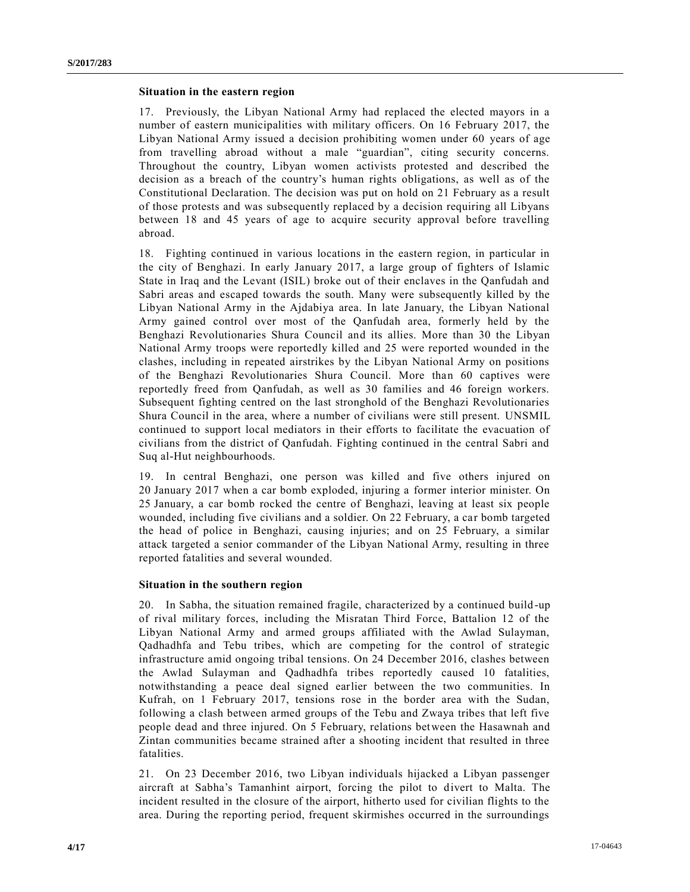### Situation in the eastern region

17. Previously, the Libyan National Army had replaced the elected mayors in a number of eastern municipalities with military officers. On 16 February 2017, the Libyan National Army issued a decision prohibiting women under 60 years of age from travelling abroad without a male "guardian", citing security concerns. Throughout the country, Libyan women activists protested and described the decision as a breach of the country's human rights obligations, as well as of the Constitutional Declaration. The decision was put on hold on 21 February as a result of those protests and was subsequently replaced by a decision requiring all Libyans between 18 and 45 years of age to acquire security approval before travelling abroad.

18. Fighting continued in various locations in the eastern region, in particular in the city of Benghazi. In early January 2017, a large group of fighters of Islamic State in Iraq and the Levant (ISIL) broke out of their enclaves in the Qanfudah and Sabri areas and escaped towards the south. Many were subsequently killed by the Libyan National Army in the Ajdabiya area. In late January, the Libyan National Army gained control over most of the Qanfudah area, formerly held by the Benghazi Revolutionaries Shura Council and its allies. More than 30 the Libyan National Army troops were reportedly killed and 25 were reported wounded in the clashes, including in repeated airstrikes by the Libyan National Army on positions of the Benghazi Revolutionaries Shura Council. More than 60 captives were reportedly freed from Qanfudah, as well as 30 families and 46 foreign workers. Subsequent fighting centred on the last stronghold of the Benghazi Revolutionaries Shura Council in the area, where a number of civilians were still present. UNSMIL continued to support local mediators in their efforts to facilitate the evacuation of civilians from the district of Qanfudah. Fighting continued in the central Sabri and Suq al-Hut neighbourhoods.

19. In central Benghazi, one person was killed and five others injured on 20 January 2017 when a car bomb exploded, injuring a former interior minister. On 25 January, a car bomb rocked the centre of Benghazi, leaving at least six people wounded, including five civilians and a soldier. On 22 February, a car bomb targeted the head of police in Benghazi, causing injuries; and on 25 February, a similar attack targeted a senior commander of the Libyan National Army, resulting in three reported fatalities and several wounded.

### Situation in the southern region

20. In Sabha, the situation remained fragile, characterized by a continued build-up of rival military forces, including the Misratan Third Force, Battalion 12 of the Libyan National Army and armed groups affiliated with the Awlad Sulayman, Qadhadhfa and Tebu tribes, which are competing for the control of strategic infrastructure amid ongoing tribal tensions. On 24 December 2016, clashes between the Awlad Sulayman and Qadhadhfa tribes reportedly caused 10 fatalities, notwithstanding a peace deal signed earlier between the two communities. In Kufrah, on 1 February 2017, tensions rose in the border area with the Sudan, following a clash between armed groups of the Tebu and Zwaya tribes that left five people dead and three injured. On 5 February, relations between the Hasawnah and Zintan communities became strained after a shooting incident that resulted in three fatalities.

21. On 23 December 2016, two Libyan individuals hijacked a Libyan passenger aircraft at Sabha's Tamanhint airport, forcing the pilot to divert to Malta. The incident resulted in the closure of the airport, hitherto used for civilian flights to the area. During the reporting period, frequent skirmishes occurred in the surroundings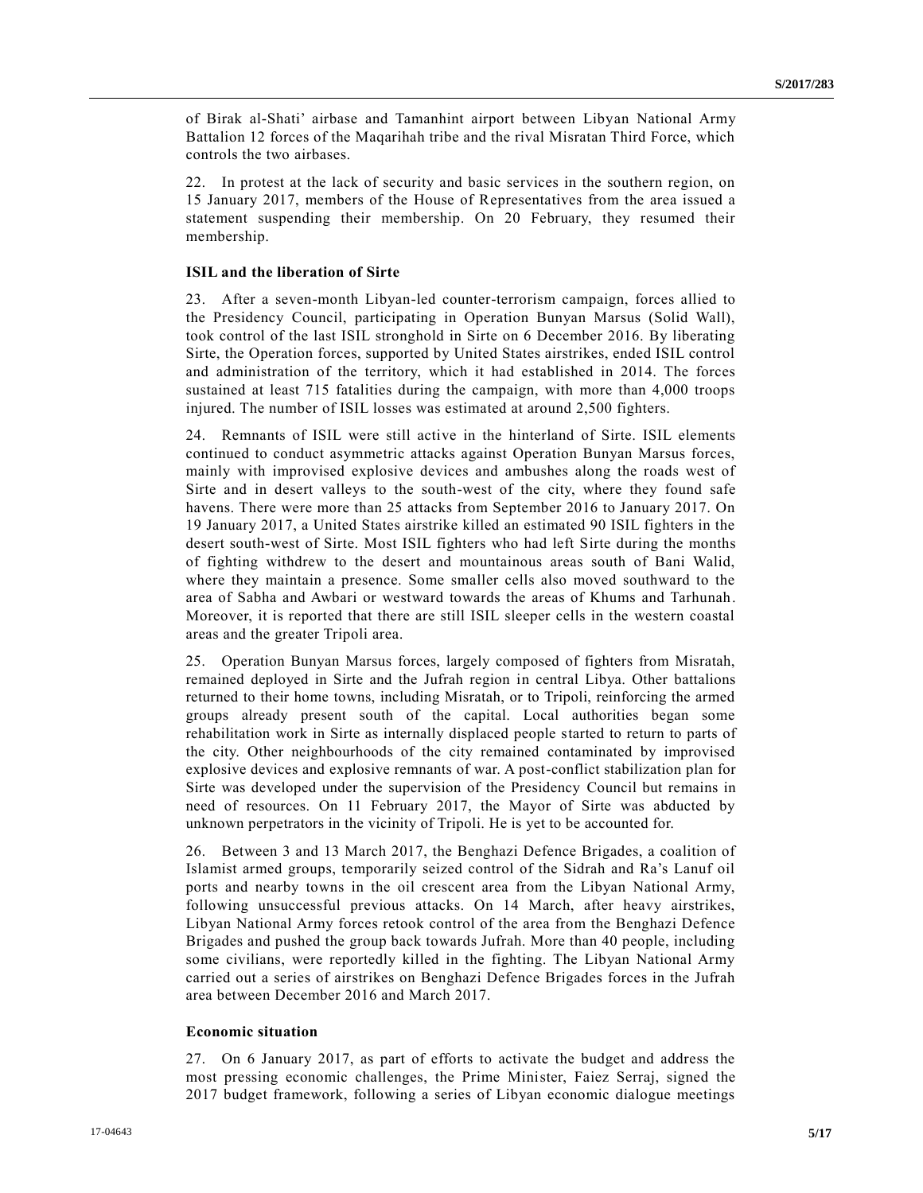of Birak al-Shati' airbase and Tamanhint airport between Libyan National Army Battalion 12 forces of the Maqarihah tribe and the rival Misratan Third Force, which controls the two airbases.

22. In protest at the lack of security and basic services in the southern region, on 15 January 2017, members of the House of Representatives from the area issued a statement suspending their membership. On 20 February, they resumed their membership.

### ISIL and the liberation of Sirte

23. After a seven-month Libyan-led counter-terrorism campaign, forces allied to the Presidency Council, participating in Operation Bunyan Marsus (Solid Wall), took control of the last ISIL stronghold in Sirte on 6 December 2016. By liberating Sirte, the Operation forces, supported by United States airstrikes, ended ISIL control and administration of the territory, which it had established in 2014. The forces sustained at least 715 fatalities during the campaign, with more than 4,000 troops injured. The number of ISIL losses was estimated at around 2,500 fighters.

24. Remnants of ISIL were still active in the hinterland of Sirte. ISIL elements continued to conduct asymmetric attacks against Operation Bunyan Marsus forces, mainly with improvised explosive devices and ambushes along the roads west of Sirte and in desert valleys to the south-west of the city, where they found safe havens. There were more than 25 attacks from September 2016 to January 2017. On 19 January 2017, a United States airstrike killed an estimated 90 ISIL fighters in the desert south-west of Sirte. Most ISIL fighters who had left Sirte during the months of fighting withdrew to the desert and mountainous areas south of Bani Walid, where they maintain a presence. Some smaller cells also moved southward to the area of Sabha and Awbari or westward towards the areas of Khums and Tarhunah. Moreover, it is reported that there are still ISIL sleeper cells in the western coastal areas and the greater Tripoli area.

25. Operation Bunyan Marsus forces, largely composed of fighters from Misratah, remained deployed in Sirte and the Jufrah region in central Libya. Other battalions returned to their home towns, including Misratah, or to Tripoli, reinforcing the armed groups already present south of the capital. Local authorities began some rehabilitation work in Sirte as internally displaced people started to return to parts of the city. Other neighbourhoods of the city remained contaminated by improvised explosive devices and explosive remnants of war. A post-conflict stabilization plan for Sirte was developed under the supervision of the Presidency Council but remains in need of resources. On 11 February 2017, the Mayor of Sirte was abducted by unknown perpetrators in the vicinity of Tripoli. He is yet to be accounted for.

26. Between 3 and 13 March 2017, the Benghazi Defence Brigades, a coalition of Islamist armed groups, temporarily seized control of the Sidrah and Ra's Lanuf oil ports and nearby towns in the oil crescent area from the Libyan National Army, following unsuccessful previous attacks. On 14 March, after heavy airstrikes, Libyan National Army forces retook control of the area from the Benghazi Defence Brigades and pushed the group back towards Jufrah. More than 40 people, including some civilians, were reportedly killed in the fighting. The Libyan National Army carried out a series of airstrikes on Benghazi Defence Brigades forces in the Jufrah area between December 2016 and March 2017.

### Economic situation

27. On 6 January 2017, as part of efforts to activate the budget and address the most pressing economic challenges, the Prime Minister, Faiez Serraj, signed the 2017 budget framework, following a series of Libyan economic dialogue meetings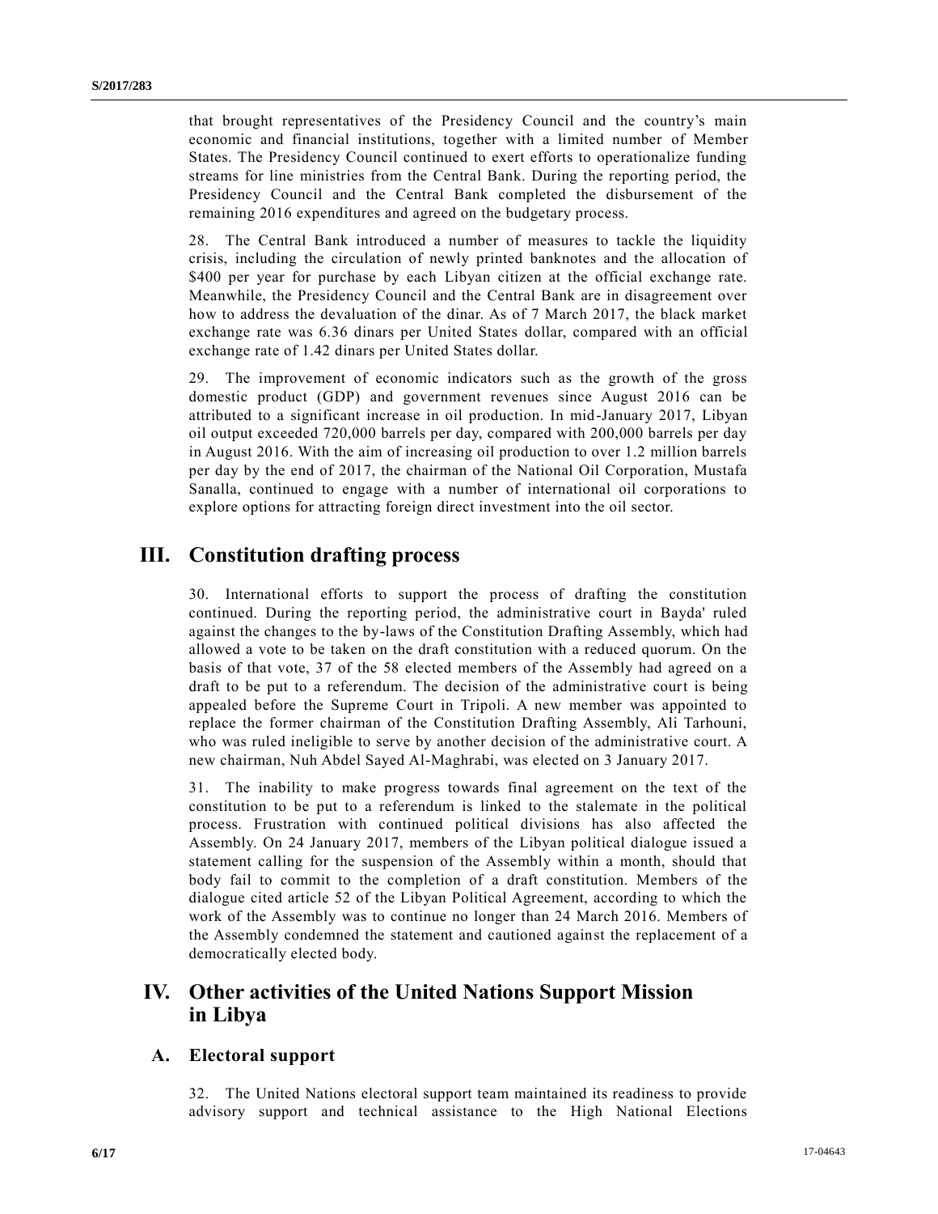that brought representatives of the Presidency Council and the country's main economic and financial institutions, together with a limited number of Member States. The Presidency Council continued to exert efforts to operationalize funding streams for line ministries from the Central Bank. During the reporting period, the Presidency Council and the Central Bank completed the disbursement of the remaining 2016 expenditures and agreed on the budgetary process.

28. The Central Bank introduced a number of measures to tackle the liquidity crisis, including the circulation of newly printed banknotes and the allocation of $400 per year for purchase by each Libyan citizen at the official exchange rate. Meanwhile, the Presidency Council and the Central Bank are in disagreement over how to address the devaluation of the dinar. As of 7 March 2017, the black market exchange rate was 6.36 dinars per United States dollar, compared with an official exchange rate of 1.42 dinars per United States dollar.

29. The improvement of economic indicators such as the growth of the gross domestic product (GDP) and government revenues since August 2016 can be attributed to a significant increase in oil production. In mid-January 2017, Libyan oil output exceeded 720,000 barrels per day, compared with 200,000 barrels per day in August 2016. With the aim of increasing oil production to over 1.2 million barrels per day by the end of 2017, the chairman of the National Oil Corporation, Mustafa Sanalla, continued to engage with a number of international oil corporations to explore options for attracting foreign direct investment into the oil sector.

## III. Constitution drafting process

30. International efforts to support the process of drafting the constitution continued. During the reporting period, the administrative court in Bayda' ruled against the changes to the by-laws of the Constitution Drafting Assembly, which had allowed a vote to be taken on the draft constitution with a reduced quorum. On the basis of that vote, 37 of the 58 elected members of the Assembly had agreed on a draft to be put to a referendum. The decision of the administrative court is being appealed before the Supreme Court in Tripoli. A new member was appointed to replace the former chairman of the Constitution Drafting Assembly, Ali Tarhouni, who was ruled ineligible to serve by another decision of the administrative court. A new chairman, Nuh Abdel Sayed Al-Maghrabi, was elected on 3 January 2017.

31. The inability to make progress towards final agreement on the text of the constitution to be put to a referendum is linked to the stalemate in the political process. Frustration with continued political divisions has also affected the Assembly. On 24 January 2017, members of the Libyan political dialogue issued a statement calling for the suspension of the Assembly within a month, should that body fail to commit to the completion of a draft constitution. Members of the dialogue cited article 52 of the Libyan Political Agreement, according to which the work of the Assembly was to continue no longer than 24 March 2016. Members of the Assembly condemned the statement and cautioned against the replacement of a democratically elected body.

## IV. Other activities of the United Nations Support Mission in Libya

### A. Electoral support

32. The United Nations electoral support team maintained its readiness to provide advisory support and technical assistance to the High National Elections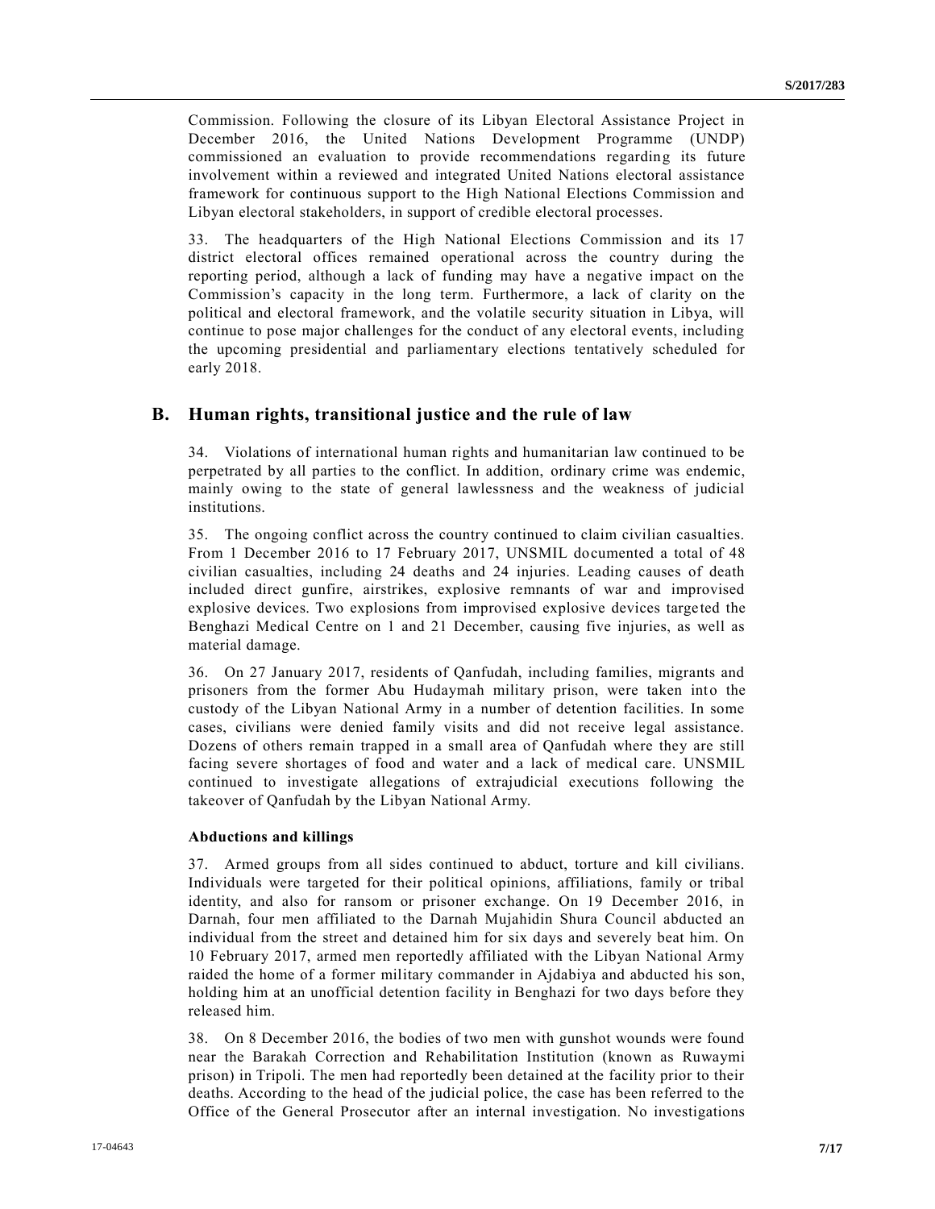Commission. Following the closure of its Libyan Electoral Assistance Project in December 2016, the United Nations Development Programme (UNDP) commissioned an evaluation to provide recommendations regarding its future involvement within a reviewed and integrated United Nations electoral assistance framework for continuous support to the High National Elections Commission and Libyan electoral stakeholders, in support of credible electoral processes.

33. The headquarters of the High National Elections Commission and its 17 district electoral offices remained operational across the country during the reporting period, although a lack of funding may have a negative impact on the Commission's capacity in the long term. Furthermore, a lack of clarity on the political and electoral framework, and the volatile security situation in Libya, will continue to pose major challenges for the conduct of any electoral events, including the upcoming presidential and parliamentary elections tentatively scheduled for early 2018.

## B. Human rights, transitional justice and the rule of law

34. Violations of international human rights and humanitarian law continued to be perpetrated by all parties to the conflict. In addition, ordinary crime was endemic, mainly owing to the state of general lawlessness and the weakness of judicial institutions.

35. The ongoing conflict across the country continued to claim civilian casualties. From 1 December 2016 to 17 February 2017, UNSMIL documented a total of 48 civilian casualties, including 24 deaths and 24 injuries. Leading causes of death included direct gunfire, airstrikes, explosive remnants of war and improvised explosive devices. Two explosions from improvised explosive devices targeted the Benghazi Medical Centre on 1 and 21 December, causing five injuries, as well as material damage.

36. On 27 January 2017, residents of Qanfudah, including families, migrants and prisoners from the former Abu Hudaymah military prison, were taken into the custody of the Libyan National Army in a number of detention facilities. In some cases, civilians were denied family visits and did not receive legal assistance. Dozens of others remain trapped in a small area of Qanfudah where they are still facing severe shortages of food and water and a lack of medical care. UNSMIL continued to investigate allegations of extrajudicial executions following the takeover of Qanfudah by the Libyan National Army.

### Abductions and killings

37. Armed groups from all sides continued to abduct, torture and kill civilians. Individuals were targeted for their political opinions, affiliations, family or tribal identity, and also for ransom or prisoner exchange. On 19 December 2016, in Darnah, four men affiliated to the Darnah Mujahidin Shura Council abducted an individual from the street and detained him for six days and severely beat him. On 10 February 2017, armed men reportedly affiliated with the Libyan National Army raided the home of a former military commander in Ajdabiya and abducted his son, holding him at an unofficial detention facility in Benghazi for two days before they released him.

38. On 8 December 2016, the bodies of two men with gunshot wounds were found near the Barakah Correction and Rehabilitation Institution (known as Ruwaymi prison) in Tripoli. The men had reportedly been detained at the facility prior to their deaths. According to the head of the judicial police, the case has been referred to the Office of the General Prosecutor after an internal investigation. No investigations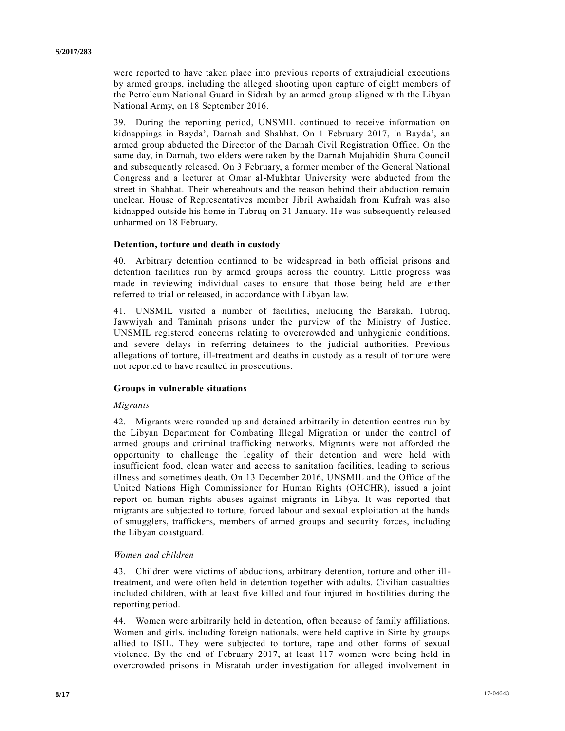were reported to have taken place into previous reports of extrajudicial executions by armed groups, including the alleged shooting upon capture of eight members of the Petroleum National Guard in Sidrah by an armed group aligned with the Libyan National Army, on 18 September 2016.

39. During the reporting period, UNSMIL continued to receive information on kidnappings in Bayda', Darnah and Shahhat. On 1 February 2017, in Bayda', an armed group abducted the Director of the Darnah Civil Registration Office. On the same day, in Darnah, two elders were taken by the Darnah Mujahidin Shura Council and subsequently released. On 3 February, a former member of the General National Congress and a lecturer at Omar al-Mukhtar University were abducted from the street in Shahhat. Their whereabouts and the reason behind their abduction remain unclear. House of Representatives member Jibril Awhaidah from Kufrah was also kidnapped outside his home in Tubruq on 31 January. He was subsequently released unharmed on 18 February.

### Detention, torture and death in custody

40. Arbitrary detention continued to be widespread in both official prisons and detention facilities run by armed groups across the country. Little progress was made in reviewing individual cases to ensure that those being held are either referred to trial or released, in accordance with Libyan law.

41. UNSMIL visited a number of facilities, including the Barakah, Tubruq, Jawwiyah and Taminah prisons under the purview of the Ministry of Justice. UNSMIL registered concerns relating to overcrowded and unhygienic conditions, and severe delays in referring detainees to the judicial authorities. Previous allegations of torture, ill-treatment and deaths in custody as a result of torture were not reported to have resulted in prosecutions.

### Groups in vulnerable situations

*Migrants*

42. Migrants were rounded up and detained arbitrarily in detention centres run by the Libyan Department for Combating Illegal Migration or under the control of armed groups and criminal trafficking networks. Migrants were not afforded the opportunity to challenge the legality of their detention and were held with insufficient food, clean water and access to sanitation facilities, leading to serious illness and sometimes death. On 13 December 2016, UNSMIL and the Office of the United Nations High Commissioner for Human Rights (OHCHR), issued a joint report on human rights abuses against migrants in Libya. It was reported that migrants are subjected to torture, forced labour and sexual exploitation at the hands of smugglers, traffickers, members of armed groups and security forces, including the Libyan coastguard.

*Women and children*

43. Children were victims of abductions, arbitrary detention, torture and other ill-treatment, and were often held in detention together with adults. Civilian casualties included children, with at least five killed and four injured in hostilities during the reporting period.

44. Women were arbitrarily held in detention, often because of family affiliations. Women and girls, including foreign nationals, were held captive in Sirte by groups allied to ISIL. They were subjected to torture, rape and other forms of sexual violence. By the end of February 2017, at least 117 women were being held in overcrowded prisons in Misratah under investigation for alleged involvement in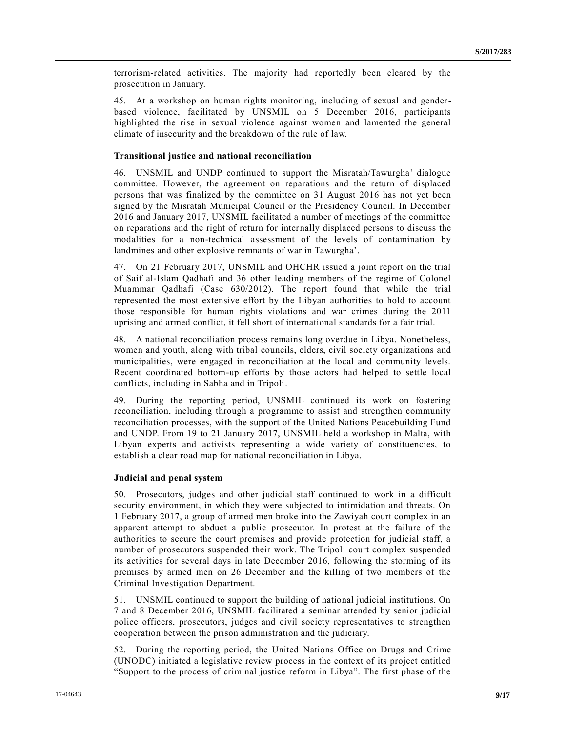terrorism-related activities. The majority had reportedly been cleared by the prosecution in January.

45. At a workshop on human rights monitoring, including of sexual and gender-based violence, facilitated by UNSMIL on 5 December 2016, participants highlighted the rise in sexual violence against women and lamented the general climate of insecurity and the breakdown of the rule of law.

### Transitional justice and national reconciliation

46. UNSMIL and UNDP continued to support the Misratah/Tawurgha' dialogue committee. However, the agreement on reparations and the return of displaced persons that was finalized by the committee on 31 August 2016 has not yet been signed by the Misratah Municipal Council or the Presidency Council. In December 2016 and January 2017, UNSMIL facilitated a number of meetings of the committee on reparations and the right of return for internally displaced persons to discuss the modalities for a non-technical assessment of the levels of contamination by landmines and other explosive remnants of war in Tawurgha'.

47. On 21 February 2017, UNSMIL and OHCHR issued a joint report on the trial of Saif al-Islam Qadhafi and 36 other leading members of the regime of Colonel Muammar Qadhafi (Case 630/2012). The report found that while the trial represented the most extensive effort by the Libyan authorities to hold to account those responsible for human rights violations and war crimes during the 2011 uprising and armed conflict, it fell short of international standards for a fair trial.

48. A national reconciliation process remains long overdue in Libya. Nonetheless, women and youth, along with tribal councils, elders, civil society organizations and municipalities, were engaged in reconciliation at the local and community levels. Recent coordinated bottom-up efforts by those actors had helped to settle local conflicts, including in Sabha and in Tripoli.

49. During the reporting period, UNSMIL continued its work on fostering reconciliation, including through a programme to assist and strengthen community reconciliation processes, with the support of the United Nations Peacebuilding Fund and UNDP. From 19 to 21 January 2017, UNSMIL held a workshop in Malta, with Libyan experts and activists representing a wide variety of constituencies, to establish a clear road map for national reconciliation in Libya.

### Judicial and penal system

50. Prosecutors, judges and other judicial staff continued to work in a difficult security environment, in which they were subjected to intimidation and threats. On 1 February 2017, a group of armed men broke into the Zawiyah court complex in an apparent attempt to abduct a public prosecutor. In protest at the failure of the authorities to secure the court premises and provide protection for judicial staff, a number of prosecutors suspended their work. The Tripoli court complex suspended its activities for several days in late December 2016, following the storming of its premises by armed men on 26 December and the killing of two members of the Criminal Investigation Department.

51. UNSMIL continued to support the building of national judicial institutions. On 7 and 8 December 2016, UNSMIL facilitated a seminar attended by senior judicial police officers, prosecutors, judges and civil society representatives to strengthen cooperation between the prison administration and the judiciary.

52. During the reporting period, the United Nations Office on Drugs and Crime (UNODC) initiated a legislative review process in the context of its project entitled "Support to the process of criminal justice reform in Libya". The first phase of the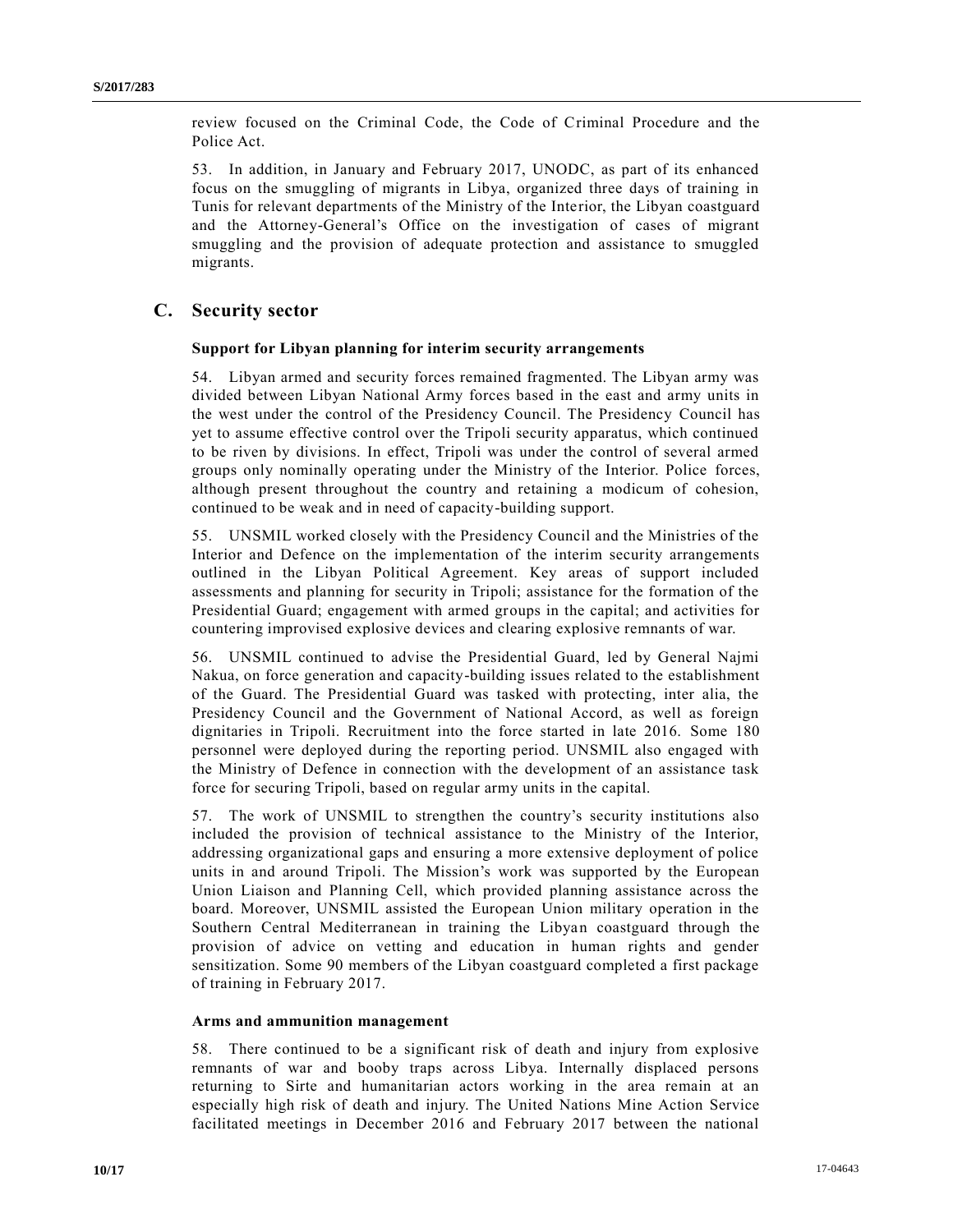review focused on the Criminal Code, the Code of Criminal Procedure and the Police Act.

53. In addition, in January and February 2017, UNODC, as part of its enhanced focus on the smuggling of migrants in Libya, organized three days of training in Tunis for relevant departments of the Ministry of the Interior, the Libyan coastguard and the Attorney-General's Office on the investigation of cases of migrant smuggling and the provision of adequate protection and assistance to smuggled migrants.

## C. Security sector

### Support for Libyan planning for interim security arrangements

54. Libyan armed and security forces remained fragmented. The Libyan army was divided between Libyan National Army forces based in the east and army units in the west under the control of the Presidency Council. The Presidency Council has yet to assume effective control over the Tripoli security apparatus, which continued to be riven by divisions. In effect, Tripoli was under the control of several armed groups only nominally operating under the Ministry of the Interior. Police forces, although present throughout the country and retaining a modicum of cohesion, continued to be weak and in need of capacity-building support.

55. UNSMIL worked closely with the Presidency Council and the Ministries of the Interior and Defence on the implementation of the interim security arrangements outlined in the Libyan Political Agreement. Key areas of support included assessments and planning for security in Tripoli; assistance for the formation of the Presidential Guard; engagement with armed groups in the capital; and activities for countering improvised explosive devices and clearing explosive remnants of war.

56. UNSMIL continued to advise the Presidential Guard, led by General Najmi Nakua, on force generation and capacity-building issues related to the establishment of the Guard. The Presidential Guard was tasked with protecting, inter alia, the Presidency Council and the Government of National Accord, as well as foreign dignitaries in Tripoli. Recruitment into the force started in late 2016. Some 180 personnel were deployed during the reporting period. UNSMIL also engaged with the Ministry of Defence in connection with the development of an assistance task force for securing Tripoli, based on regular army units in the capital.

57. The work of UNSMIL to strengthen the country's security institutions also included the provision of technical assistance to the Ministry of the Interior, addressing organizational gaps and ensuring a more extensive deployment of police units in and around Tripoli. The Mission's work was supported by the European Union Liaison and Planning Cell, which provided planning assistance across the board. Moreover, UNSMIL assisted the European Union military operation in the Southern Central Mediterranean in training the Libyan coastguard through the provision of advice on vetting and education in human rights and gender sensitization. Some 90 members of the Libyan coastguard completed a first package of training in February 2017.

### Arms and ammunition management

58. There continued to be a significant risk of death and injury from explosive remnants of war and booby traps across Libya. Internally displaced persons returning to Sirte and humanitarian actors working in the area remain at an especially high risk of death and injury. The United Nations Mine Action Service facilitated meetings in December 2016 and February 2017 between the national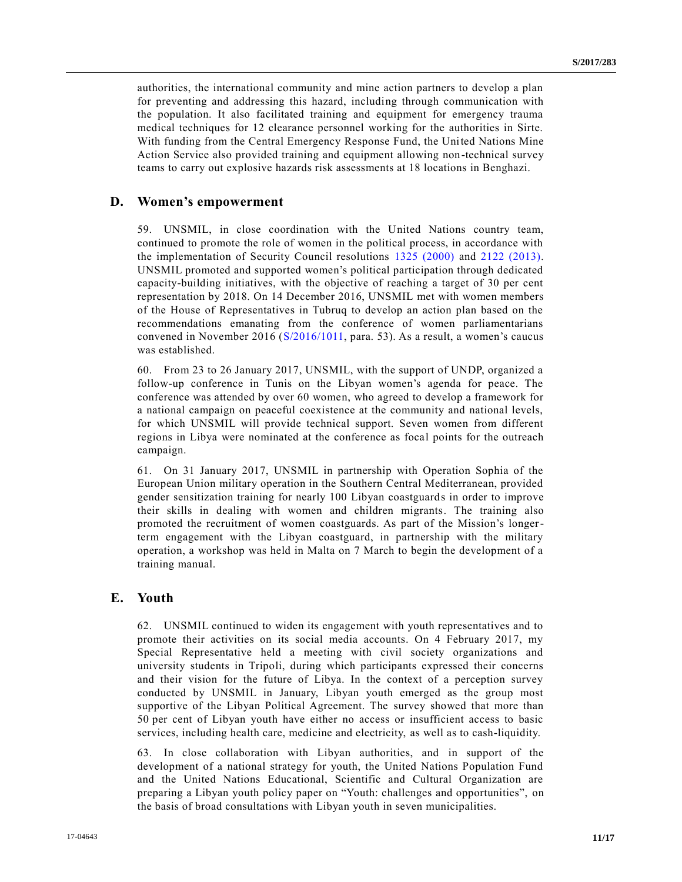authorities, the international community and mine action partners to develop a plan for preventing and addressing this hazard, including through communication with the population. It also facilitated training and equipment for emergency trauma medical techniques for 12 clearance personnel working for the authorities in Sirte. With funding from the Central Emergency Response Fund, the United Nations Mine Action Service also provided training and equipment allowing non-technical survey teams to carry out explosive hazards risk assessments at 18 locations in Benghazi.

## D. Women's empowerment

59. UNSMIL, in close coordination with the United Nations country team, continued to promote the role of women in the political process, in accordance with the implementation of Security Council resolutions 1325 (2000) and 2122 (2013). UNSMIL promoted and supported women's political participation through dedicated capacity-building initiatives, with the objective of reaching a target of 30 per cent representation by 2018. On 14 December 2016, UNSMIL met with women members of the House of Representatives in Tubruq to develop an action plan based on the recommendations emanating from the conference of women parliamentarians convened in November 2016 (S/2016/1011, para. 53). As a result, a women's caucus was established.

60. From 23 to 26 January 2017, UNSMIL, with the support of UNDP, organized a follow-up conference in Tunis on the Libyan women's agenda for peace. The conference was attended by over 60 women, who agreed to develop a framework for a national campaign on peaceful coexistence at the community and national levels, for which UNSMIL will provide technical support. Seven women from different regions in Libya were nominated at the conference as focal points for the outreach campaign.

61. On 31 January 2017, UNSMIL in partnership with Operation Sophia of the European Union military operation in the Southern Central Mediterranean, provided gender sensitization training for nearly 100 Libyan coastguards in order to improve their skills in dealing with women and children migrants. The training also promoted the recruitment of women coastguards. As part of the Mission's longer-term engagement with the Libyan coastguard, in partnership with the military operation, a workshop was held in Malta on 7 March to begin the development of a training manual.

## E. Youth

62. UNSMIL continued to widen its engagement with youth representatives and to promote their activities on its social media accounts. On 4 February 2017, my Special Representative held a meeting with civil society organizations and university students in Tripoli, during which participants expressed their concerns and their vision for the future of Libya. In the context of a perception survey conducted by UNSMIL in January, Libyan youth emerged as the group most supportive of the Libyan Political Agreement. The survey showed that more than 50 per cent of Libyan youth have either no access or insufficient access to basic services, including health care, medicine and electricity, as well as to cash-liquidity.

63. In close collaboration with Libyan authorities, and in support of the development of a national strategy for youth, the United Nations Population Fund and the United Nations Educational, Scientific and Cultural Organization are preparing a Libyan youth policy paper on "Youth: challenges and opportunities", on the basis of broad consultations with Libyan youth in seven municipalities.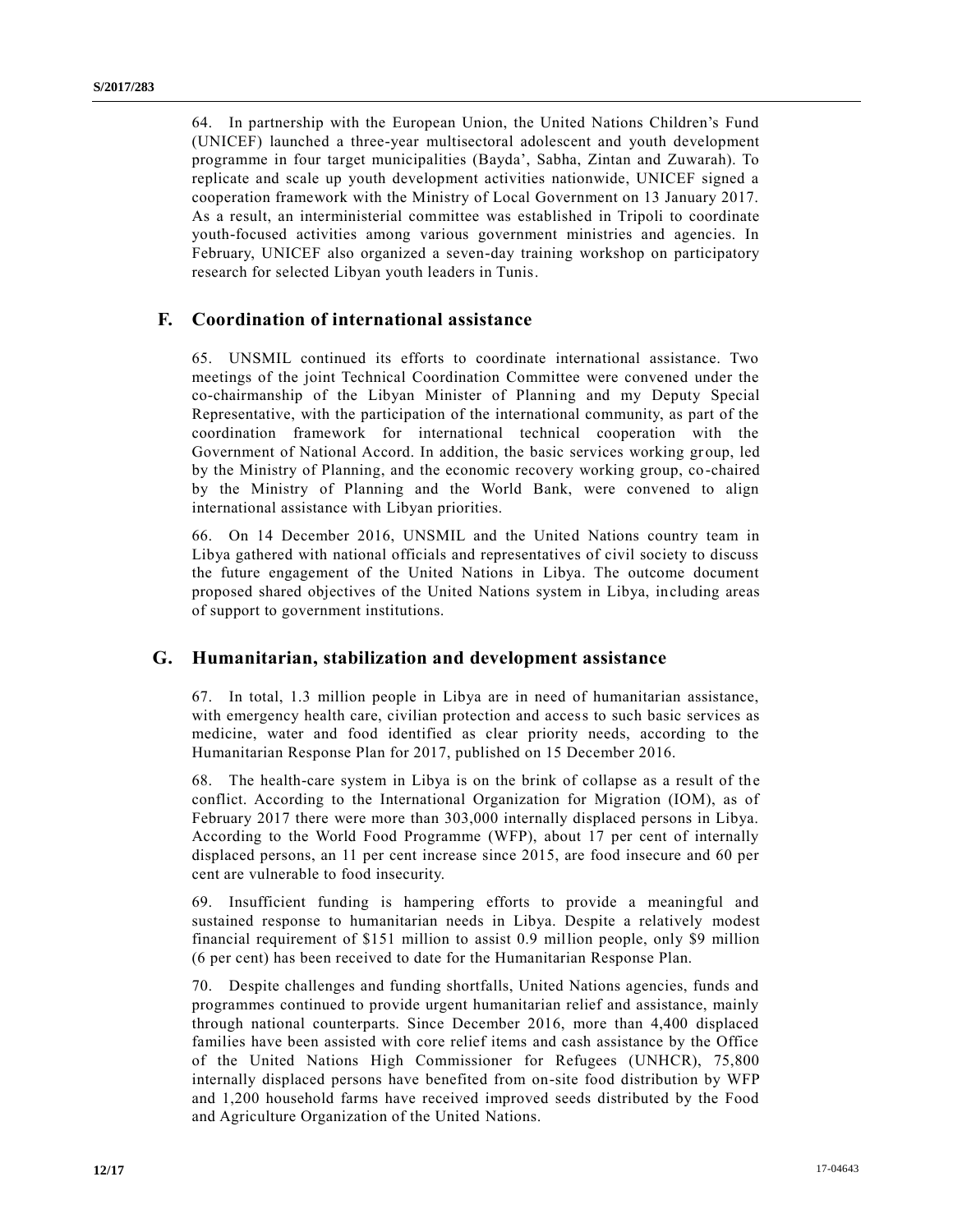64. In partnership with the European Union, the United Nations Children's Fund (UNICEF) launched a three-year multisectoral adolescent and youth development programme in four target municipalities (Bayda', Sabha, Zintan and Zuwarah). To replicate and scale up youth development activities nationwide, UNICEF signed a cooperation framework with the Ministry of Local Government on 13 January 2017. As a result, an interministerial committee was established in Tripoli to coordinate youth-focused activities among various government ministries and agencies. In February, UNICEF also organized a seven-day training workshop on participatory research for selected Libyan youth leaders in Tunis.

## F. Coordination of international assistance

65. UNSMIL continued its efforts to coordinate international assistance. Two meetings of the joint Technical Coordination Committee were convened under the co-chairmanship of the Libyan Minister of Planning and my Deputy Special Representative, with the participation of the international community, as part of the coordination framework for international technical cooperation with the Government of National Accord. In addition, the basic services working group, led by the Ministry of Planning, and the economic recovery working group, co-chaired by the Ministry of Planning and the World Bank, were convened to align international assistance with Libyan priorities.

66. On 14 December 2016, UNSMIL and the United Nations country team in Libya gathered with national officials and representatives of civil society to discuss the future engagement of the United Nations in Libya. The outcome document proposed shared objectives of the United Nations system in Libya, including areas of support to government institutions.

## G. Humanitarian, stabilization and development assistance

67. In total, 1.3 million people in Libya are in need of humanitarian assistance, with emergency health care, civilian protection and access to such basic services as medicine, water and food identified as clear priority needs, according to the Humanitarian Response Plan for 2017, published on 15 December 2016.

68. The health-care system in Libya is on the brink of collapse as a result of the conflict. According to the International Organization for Migration (IOM), as of February 2017 there were more than 303,000 internally displaced persons in Libya. According to the World Food Programme (WFP), about 17 per cent of internally displaced persons, an 11 per cent increase since 2015, are food insecure and 60 per cent are vulnerable to food insecurity.

69. Insufficient funding is hampering efforts to provide a meaningful and sustained response to humanitarian needs in Libya. Despite a relatively modest financial requirement of $151 million to assist 0.9 million people, only $9 million (6 per cent) has been received to date for the Humanitarian Response Plan.

70. Despite challenges and funding shortfalls, United Nations agencies, funds and programmes continued to provide urgent humanitarian relief and assistance, mainly through national counterparts. Since December 2016, more than 4,400 displaced families have been assisted with core relief items and cash assistance by the Office of the United Nations High Commissioner for Refugees (UNHCR), 75,800 internally displaced persons have benefited from on-site food distribution by WFP and 1,200 household farms have received improved seeds distributed by the Food and Agriculture Organization of the United Nations.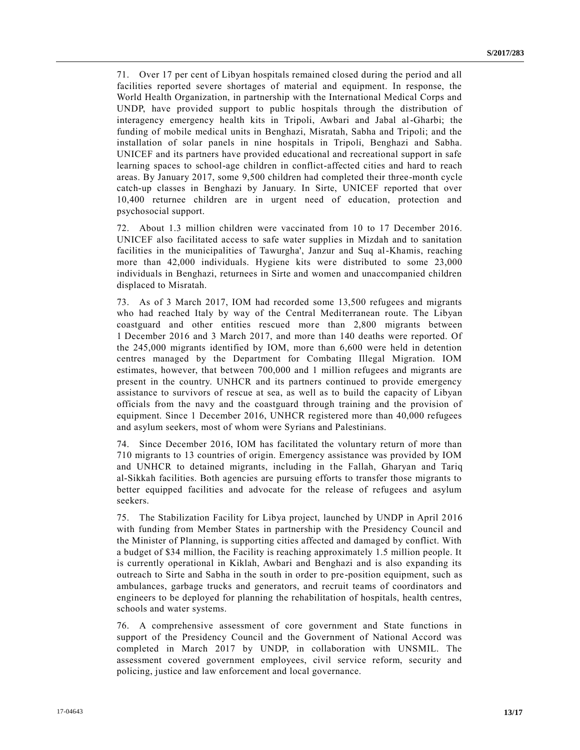71. Over 17 per cent of Libyan hospitals remained closed during the period and all facilities reported severe shortages of material and equipment. In response, the World Health Organization, in partnership with the International Medical Corps and UNDP, have provided support to public hospitals through the distribution of interagency emergency health kits in Tripoli, Awbari and Jabal al-Gharbi; the funding of mobile medical units in Benghazi, Misratah, Sabha and Tripoli; and the installation of solar panels in nine hospitals in Tripoli, Benghazi and Sabha. UNICEF and its partners have provided educational and recreational support in safe learning spaces to school-age children in conflict-affected cities and hard to reach areas. By January 2017, some 9,500 children had completed their three-month cycle catch-up classes in Benghazi by January. In Sirte, UNICEF reported that over 10,400 returnee children are in urgent need of education, protection and psychosocial support.

72. About 1.3 million children were vaccinated from 10 to 17 December 2016. UNICEF also facilitated access to safe water supplies in Mizdah and to sanitation facilities in the municipalities of Tawurgha', Janzur and Suq al-Khamis, reaching more than 42,000 individuals. Hygiene kits were distributed to some 23,000 individuals in Benghazi, returnees in Sirte and women and unaccompanied children displaced to Misratah.

73. As of 3 March 2017, IOM had recorded some 13,500 refugees and migrants who had reached Italy by way of the Central Mediterranean route. The Libyan coastguard and other entities rescued more than 2,800 migrants between 1 December 2016 and 3 March 2017, and more than 140 deaths were reported. Of the 245,000 migrants identified by IOM, more than 6,600 were held in detention centres managed by the Department for Combating Illegal Migration. IOM estimates, however, that between 700,000 and 1 million refugees and migrants are present in the country. UNHCR and its partners continued to provide emergency assistance to survivors of rescue at sea, as well as to build the capacity of Libyan officials from the navy and the coastguard through training and the provision of equipment. Since 1 December 2016, UNHCR registered more than 40,000 refugees and asylum seekers, most of whom were Syrians and Palestinians.

74. Since December 2016, IOM has facilitated the voluntary return of more than 710 migrants to 13 countries of origin. Emergency assistance was provided by IOM and UNHCR to detained migrants, including in the Fallah, Gharyan and Tariq al-Sikkah facilities. Both agencies are pursuing efforts to transfer those migrants to better equipped facilities and advocate for the release of refugees and asylum seekers.

75. The Stabilization Facility for Libya project, launched by UNDP in April 2016 with funding from Member States in partnership with the Presidency Council and the Minister of Planning, is supporting cities affected and damaged by conflict. With a budget of $34 million, the Facility is reaching approximately 1.5 million people. It is currently operational in Kiklah, Awbari and Benghazi and is also expanding its outreach to Sirte and Sabha in the south in order to pre-position equipment, such as ambulances, garbage trucks and generators, and recruit teams of coordinators and engineers to be deployed for planning the rehabilitation of hospitals, health centres, schools and water systems.

76. A comprehensive assessment of core government and State functions in support of the Presidency Council and the Government of National Accord was completed in March 2017 by UNDP, in collaboration with UNSMIL. The assessment covered government employees, civil service reform, security and policing, justice and law enforcement and local governance.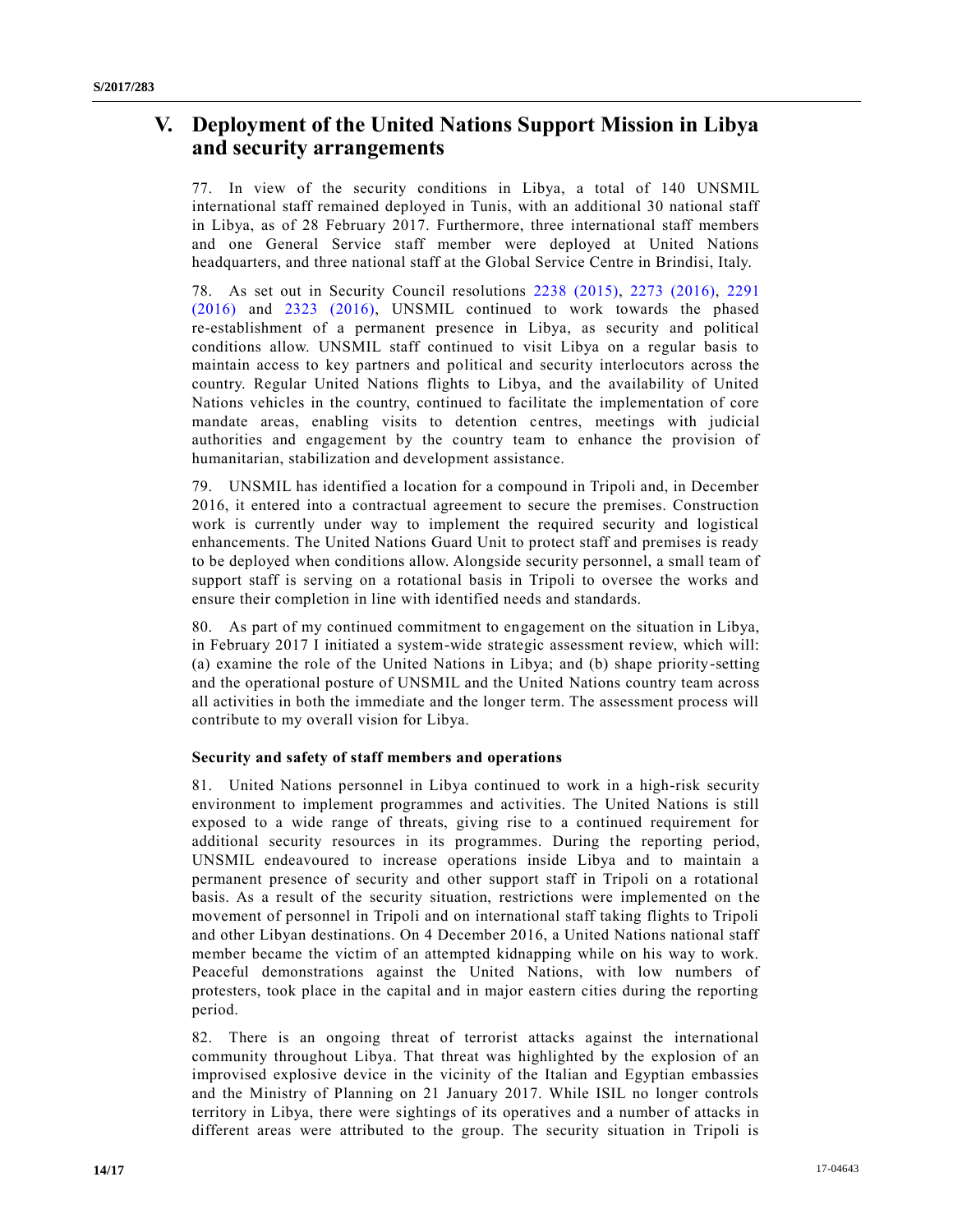# V. Deployment of the United Nations Support Mission in Libya and security arrangements

77. In view of the security conditions in Libya, a total of 140 UNSMIL international staff remained deployed in Tunis, with an additional 30 national staff in Libya, as of 28 February 2017. Furthermore, three international staff members and one General Service staff member were deployed at United Nations headquarters, and three national staff at the Global Service Centre in Brindisi, Italy.

78. As set out in Security Council resolutions 2238 (2015), 2273 (2016), 2291 (2016) and 2323 (2016), UNSMIL continued to work towards the phased re-establishment of a permanent presence in Libya, as security and political conditions allow. UNSMIL staff continued to visit Libya on a regular basis to maintain access to key partners and political and security interlocutors across the country. Regular United Nations flights to Libya, and the availability of United Nations vehicles in the country, continued to facilitate the implementation of core mandate areas, enabling visits to detention centres, meetings with judicial authorities and engagement by the country team to enhance the provision of humanitarian, stabilization and development assistance.

79. UNSMIL has identified a location for a compound in Tripoli and, in December 2016, it entered into a contractual agreement to secure the premises. Construction work is currently under way to implement the required security and logistical enhancements. The United Nations Guard Unit to protect staff and premises is ready to be deployed when conditions allow. Alongside security personnel, a small team of support staff is serving on a rotational basis in Tripoli to oversee the works and ensure their completion in line with identified needs and standards.

80. As part of my continued commitment to engagement on the situation in Libya, in February 2017 I initiated a system-wide strategic assessment review, which will: (a) examine the role of the United Nations in Libya; and (b) shape priority-setting and the operational posture of UNSMIL and the United Nations country team across all activities in both the immediate and the longer term. The assessment process will contribute to my overall vision for Libya.

### Security and safety of staff members and operations

81. United Nations personnel in Libya continued to work in a high-risk security environment to implement programmes and activities. The United Nations is still exposed to a wide range of threats, giving rise to a continued requirement for additional security resources in its programmes. During the reporting period, UNSMIL endeavoured to increase operations inside Libya and to maintain a permanent presence of security and other support staff in Tripoli on a rotational basis. As a result of the security situation, restrictions were implemented on the movement of personnel in Tripoli and on international staff taking flights to Tripoli and other Libyan destinations. On 4 December 2016, a United Nations national staff member became the victim of an attempted kidnapping while on his way to work. Peaceful demonstrations against the United Nations, with low numbers of protesters, took place in the capital and in major eastern cities during the reporting period.

82. There is an ongoing threat of terrorist attacks against the international community throughout Libya. That threat was highlighted by the explosion of an improvised explosive device in the vicinity of the Italian and Egyptian embassies and the Ministry of Planning on 21 January 2017. While ISIL no longer controls territory in Libya, there were sightings of its operatives and a number of attacks in different areas were attributed to the group. The security situation in Tripoli is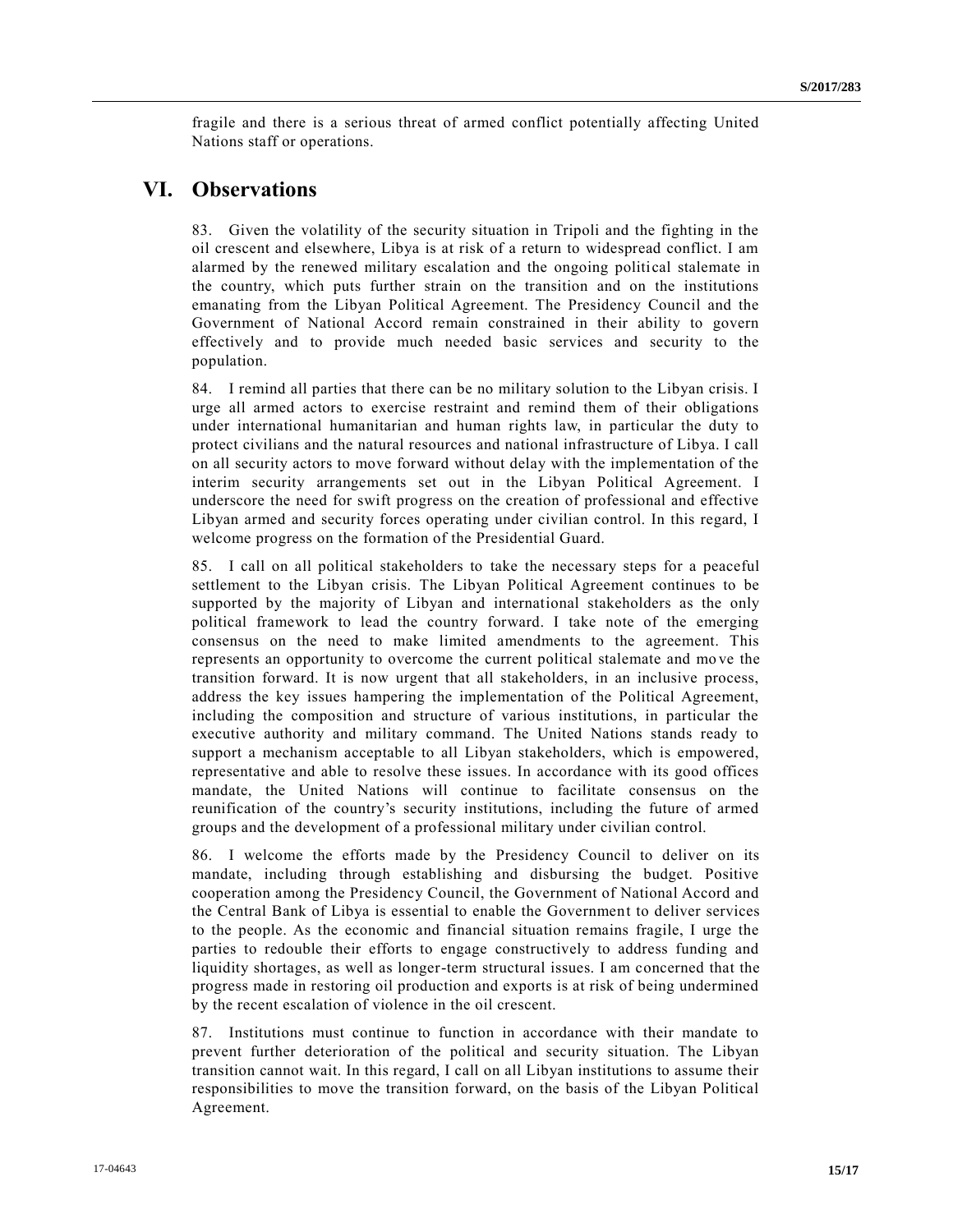fragile and there is a serious threat of armed conflict potentially affecting United Nations staff or operations.

## VI. Observations

83. Given the volatility of the security situation in Tripoli and the fighting in the oil crescent and elsewhere, Libya is at risk of a return to widespread conflict. I am alarmed by the renewed military escalation and the ongoing political stalemate in the country, which puts further strain on the transition and on the institutions emanating from the Libyan Political Agreement. The Presidency Council and the Government of National Accord remain constrained in their ability to govern effectively and to provide much needed basic services and security to the population.

84. I remind all parties that there can be no military solution to the Libyan crisis. I urge all armed actors to exercise restraint and remind them of their obligations under international humanitarian and human rights law, in particular the duty to protect civilians and the natural resources and national infrastructure of Libya. I call on all security actors to move forward without delay with the implementation of the interim security arrangements set out in the Libyan Political Agreement. I underscore the need for swift progress on the creation of professional and effective Libyan armed and security forces operating under civilian control. In this regard, I welcome progress on the formation of the Presidential Guard.

85. I call on all political stakeholders to take the necessary steps for a peaceful settlement to the Libyan crisis. The Libyan Political Agreement continues to be supported by the majority of Libyan and international stakeholders as the only political framework to lead the country forward. I take note of the emerging consensus on the need to make limited amendments to the agreement. This represents an opportunity to overcome the current political stalemate and move the transition forward. It is now urgent that all stakeholders, in an inclusive process, address the key issues hampering the implementation of the Political Agreement, including the composition and structure of various institutions, in particular the executive authority and military command. The United Nations stands ready to support a mechanism acceptable to all Libyan stakeholders, which is empowered, representative and able to resolve these issues. In accordance with its good offices mandate, the United Nations will continue to facilitate consensus on the reunification of the country's security institutions, including the future of armed groups and the development of a professional military under civilian control.

86. I welcome the efforts made by the Presidency Council to deliver on its mandate, including through establishing and disbursing the budget. Positive cooperation among the Presidency Council, the Government of National Accord and the Central Bank of Libya is essential to enable the Government to deliver services to the people. As the economic and financial situation remains fragile, I urge the parties to redouble their efforts to engage constructively to address funding and liquidity shortages, as well as longer-term structural issues. I am concerned that the progress made in restoring oil production and exports is at risk of being undermined by the recent escalation of violence in the oil crescent.

87. Institutions must continue to function in accordance with their mandate to prevent further deterioration of the political and security situation. The Libyan transition cannot wait. In this regard, I call on all Libyan institutions to assume their responsibilities to move the transition forward, on the basis of the Libyan Political Agreement.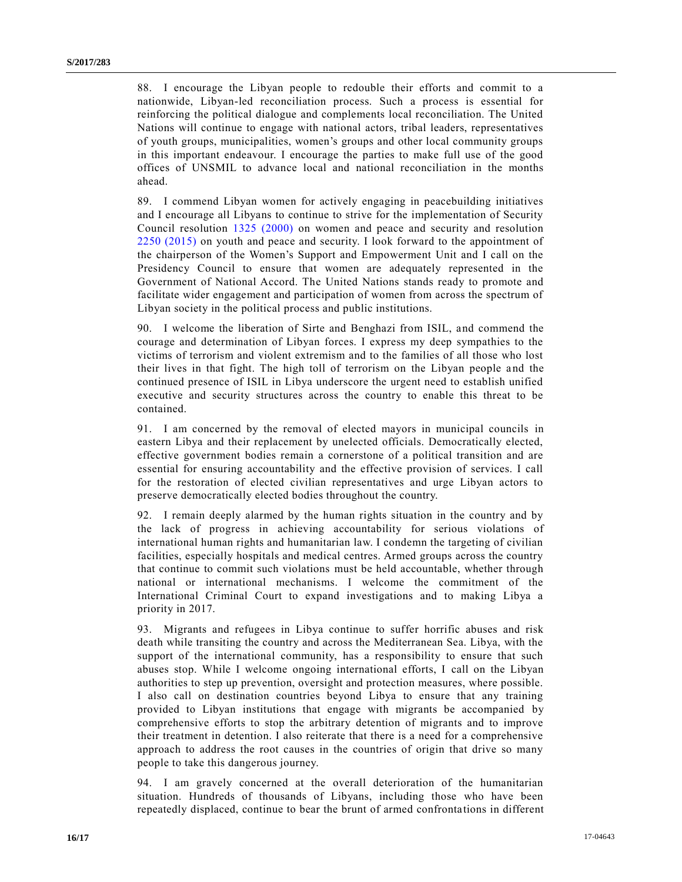88. I encourage the Libyan people to redouble their efforts and commit to a nationwide, Libyan-led reconciliation process. Such a process is essential for reinforcing the political dialogue and complements local reconciliation. The United Nations will continue to engage with national actors, tribal leaders, representatives of youth groups, municipalities, women's groups and other local community groups in this important endeavour. I encourage the parties to make full use of the good offices of UNSMIL to advance local and national reconciliation in the months ahead.

89. I commend Libyan women for actively engaging in peacebuilding initiatives and I encourage all Libyans to continue to strive for the implementation of Security Council resolution 1325 (2000) on women and peace and security and resolution 2250 (2015) on youth and peace and security. I look forward to the appointment of the chairperson of the Women's Support and Empowerment Unit and I call on the Presidency Council to ensure that women are adequately represented in the Government of National Accord. The United Nations stands ready to promote and facilitate wider engagement and participation of women from across the spectrum of Libyan society in the political process and public institutions.

90. I welcome the liberation of Sirte and Benghazi from ISIL, and commend the courage and determination of Libyan forces. I express my deep sympathies to the victims of terrorism and violent extremism and to the families of all those who lost their lives in that fight. The high toll of terrorism on the Libyan people and the continued presence of ISIL in Libya underscore the urgent need to establish unified executive and security structures across the country to enable this threat to be contained.

91. I am concerned by the removal of elected mayors in municipal councils in eastern Libya and their replacement by unelected officials. Democratically elected, effective government bodies remain a cornerstone of a political transition and are essential for ensuring accountability and the effective provision of services. I call for the restoration of elected civilian representatives and urge Libyan actors to preserve democratically elected bodies throughout the country.

92. I remain deeply alarmed by the human rights situation in the country and by the lack of progress in achieving accountability for serious violations of international human rights and humanitarian law. I condemn the targeting of civilian facilities, especially hospitals and medical centres. Armed groups across the country that continue to commit such violations must be held accountable, whether through national or international mechanisms. I welcome the commitment of the International Criminal Court to expand investigations and to making Libya a priority in 2017.

93. Migrants and refugees in Libya continue to suffer horrific abuses and risk death while transiting the country and across the Mediterranean Sea. Libya, with the support of the international community, has a responsibility to ensure that such abuses stop. While I welcome ongoing international efforts, I call on the Libyan authorities to step up prevention, oversight and protection measures, where possible. I also call on destination countries beyond Libya to ensure that any training provided to Libyan institutions that engage with migrants be accompanied by comprehensive efforts to stop the arbitrary detention of migrants and to improve their treatment in detention. I also reiterate that there is a need for a comprehensive approach to address the root causes in the countries of origin that drive so many people to take this dangerous journey.

94. I am gravely concerned at the overall deterioration of the humanitarian situation. Hundreds of thousands of Libyans, including those who have been repeatedly displaced, continue to bear the brunt of armed confrontations in different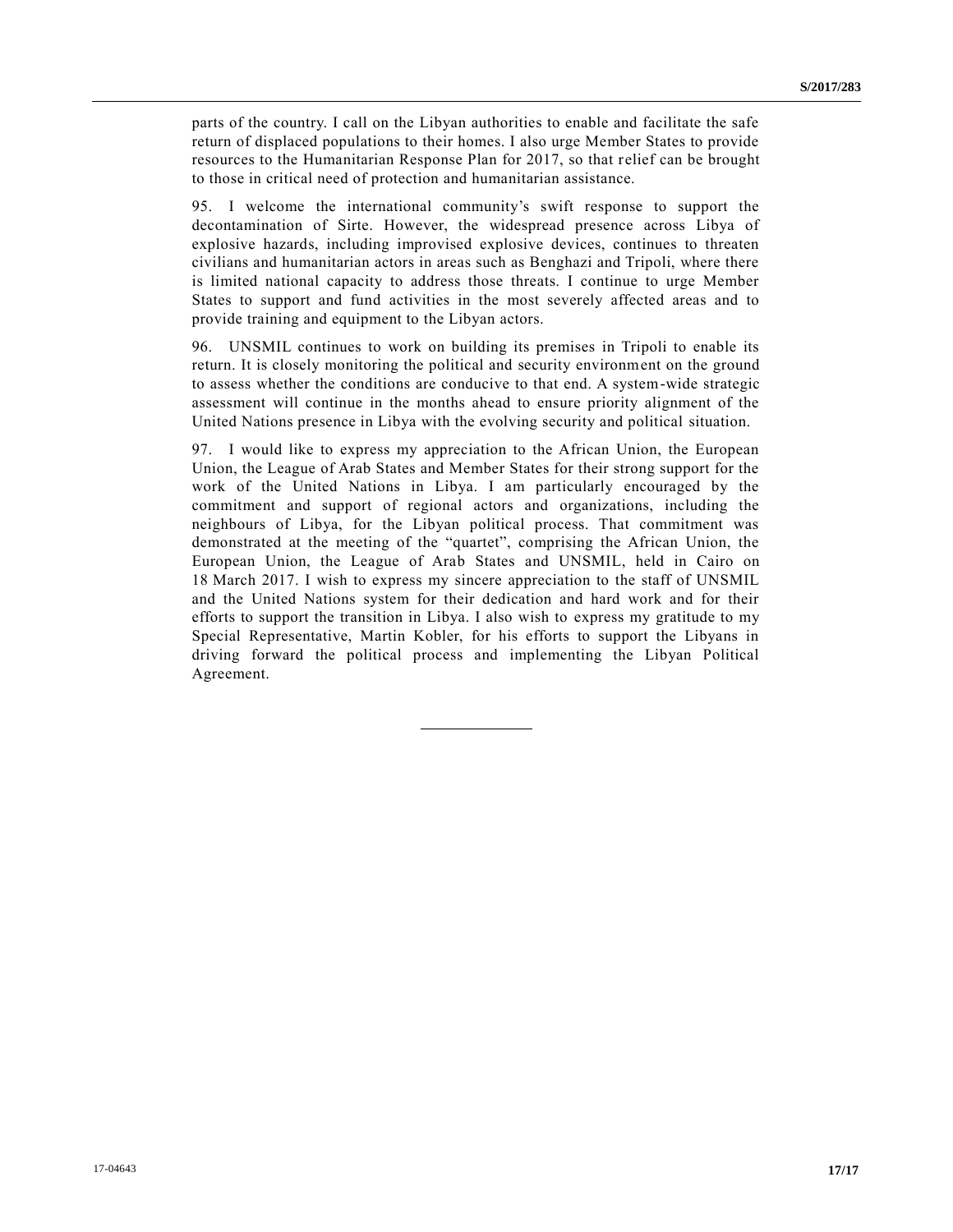parts of the country. I call on the Libyan authorities to enable and facilitate the safe return of displaced populations to their homes. I also urge Member States to provide resources to the Humanitarian Response Plan for 2017, so that relief can be brought to those in critical need of protection and humanitarian assistance.

95. I welcome the international community's swift response to support the decontamination of Sirte. However, the widespread presence across Libya of explosive hazards, including improvised explosive devices, continues to threaten civilians and humanitarian actors in areas such as Benghazi and Tripoli, where there is limited national capacity to address those threats. I continue to urge Member States to support and fund activities in the most severely affected areas and to provide training and equipment to the Libyan actors.

96. UNSMIL continues to work on building its premises in Tripoli to enable its return. It is closely monitoring the political and security environment on the ground to assess whether the conditions are conducive to that end. A system-wide strategic assessment will continue in the months ahead to ensure priority alignment of the United Nations presence in Libya with the evolving security and political situation.

97. I would like to express my appreciation to the African Union, the European Union, the League of Arab States and Member States for their strong support for the work of the United Nations in Libya. I am particularly encouraged by the commitment and support of regional actors and organizations, including the neighbours of Libya, for the Libyan political process. That commitment was demonstrated at the meeting of the "quartet", comprising the African Union, the European Union, the League of Arab States and UNSMIL, held in Cairo on 18 March 2017. I wish to express my sincere appreciation to the staff of UNSMIL and the United Nations system for their dedication and hard work and for their efforts to support the transition in Libya. I also wish to express my gratitude to my Special Representative, Martin Kobler, for his efforts to support the Libyans in driving forward the political process and implementing the Libyan Political Agreement.